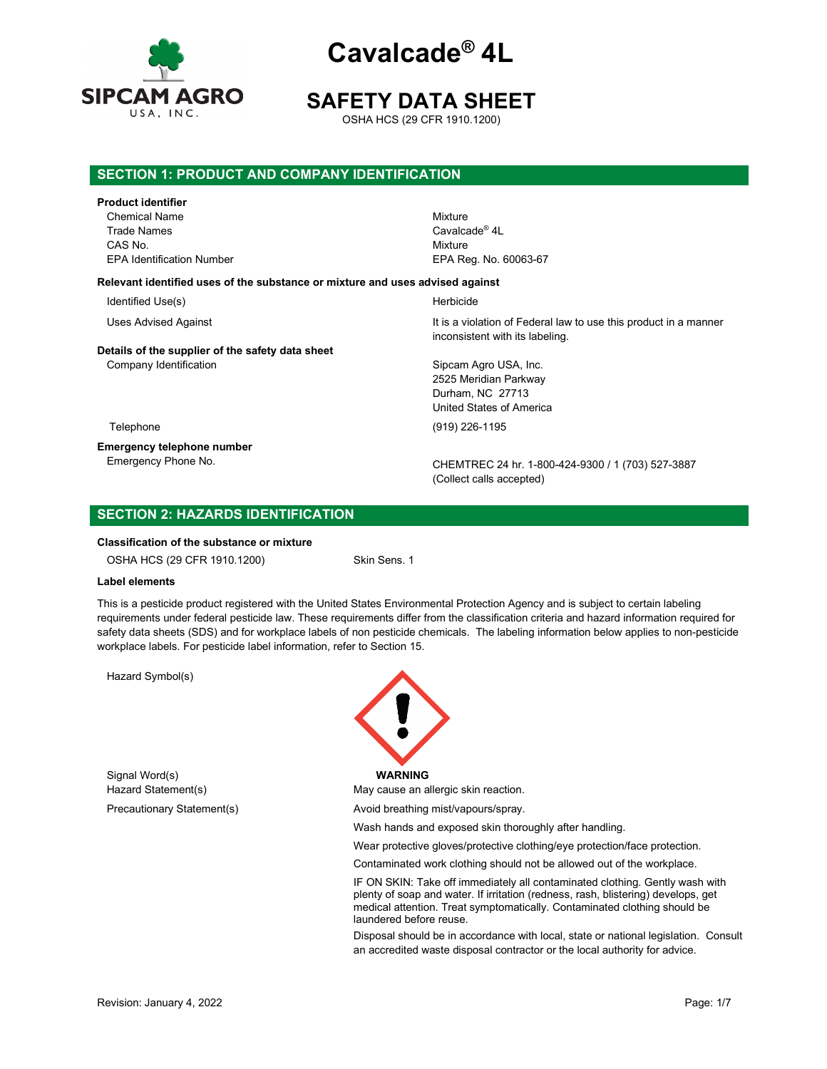# Cavalcade® 4L

# SAFETY DATA SHEET

OSHA HCS (29 CFR 1910.1200)

## SECTION 1: PRODUCT AND COMPANY IDENTIFICATION

**Product identifier**

| | |
|---|---|
| Chemical Name | Mixture |
| Trade Names | Cavalcade® 4L |
| CAS No. | Mixture |
| EPA Identification Number | EPA Reg. No. 60063-67 |

**Relevant identified uses of the substance or mixture and uses advised against**

| | |
|---|---|
| Identified Use(s) | Herbicide |
| Uses Advised Against | It is a violation of Federal law to use this product in a manner inconsistent with its labeling. |

**Details of the supplier of the safety data sheet**

| | |
|---|---|
| Company Identification | Sipcam Agro USA, Inc.<br>2525 Meridian Parkway<br>Durham, NC 27713<br>United States of America |
| Telephone | (919) 226-1195 |

**Emergency telephone number**

| | |
|---|---|
| Emergency Phone No. | CHEMTREC 24 hr. 1-800-424-9300 / 1 (703) 527-3887 (Collect calls accepted) |

## SECTION 2: HAZARDS IDENTIFICATION

**Classification of the substance or mixture**

| | |
|---|---|
| OSHA HCS (29 CFR 1910.1200) | Skin Sens. 1 |

**Label elements**

This is a pesticide product registered with the United States Environmental Protection Agency and is subject to certain labeling requirements under federal pesticide law. These requirements differ from the classification criteria and hazard information required for safety data sheets (SDS) and for workplace labels of non pesticide chemicals. The labeling information below applies to non-pesticide workplace labels. For pesticide label information, refer to Section 15.

Hazard Symbol(s)

Signal Word(s): **WARNING**

Hazard Statement(s): May cause an allergic skin reaction.

Precautionary Statement(s):

Avoid breathing mist/vapours/spray.

Wash hands and exposed skin thoroughly after handling.

Wear protective gloves/protective clothing/eye protection/face protection.

Contaminated work clothing should not be allowed out of the workplace.

IF ON SKIN: Take off immediately all contaminated clothing. Gently wash with plenty of soap and water. If irritation (redness, rash, blistering) develops, get medical attention. Treat symptomatically. Contaminated clothing should be laundered before reuse.

Disposal should be in accordance with local, state or national legislation. Consult an accredited waste disposal contractor or the local authority for advice.

Revision: January 4, 2022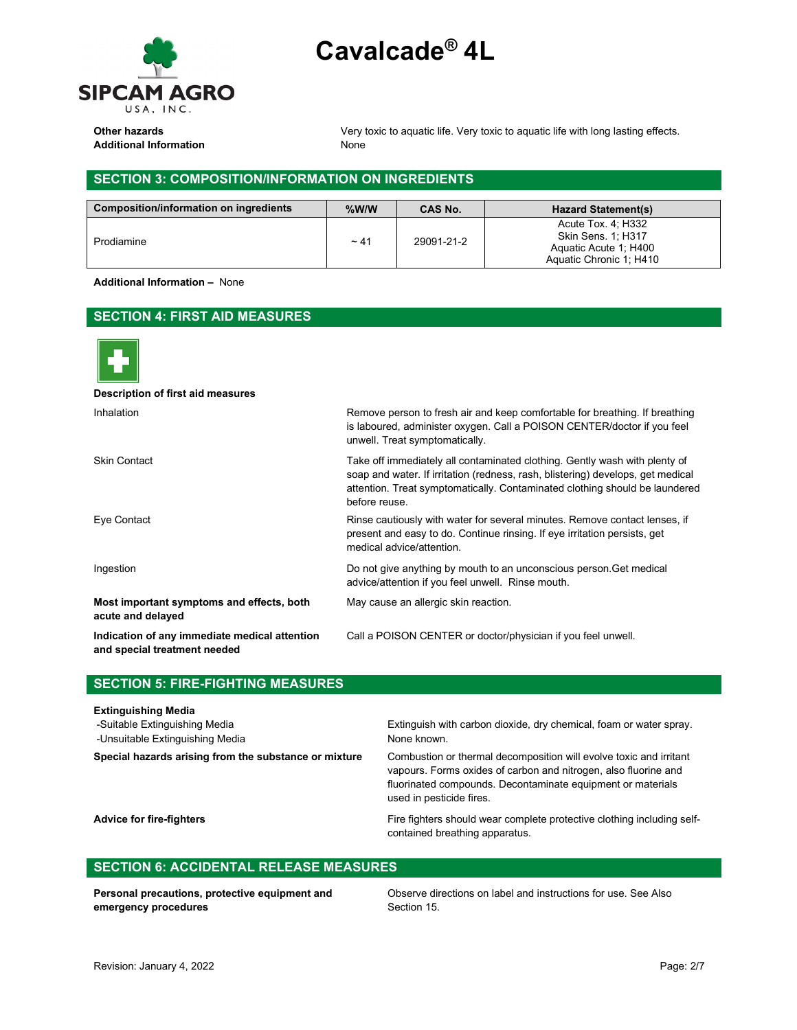**Other hazards** Very toxic to aquatic life. Very toxic to aquatic life with long lasting effects.

**Additional Information** None

## SECTION 3: COMPOSITION/INFORMATION ON INGREDIENTS

| Composition/information on ingredients | %W/W | CAS No. | Hazard Statement(s) |
|---|---|---|---|
| Prodiamine | ~ 41 | 29091-21-2 | Acute Tox. 4; H332<br>Skin Sens. 1; H317<br>Aquatic Acute 1; H400<br>Aquatic Chronic 1; H410 |

**Additional Information –** None

## SECTION 4: FIRST AID MEASURES

**Description of first aid measures**

Inhalation: Remove person to fresh air and keep comfortable for breathing. If breathing is laboured, administer oxygen. Call a POISON CENTER/doctor if you feel unwell. Treat symptomatically.

Skin Contact: Take off immediately all contaminated clothing. Gently wash with plenty of soap and water. If irritation (redness, rash, blistering) develops, get medical attention. Treat symptomatically. Contaminated clothing should be laundered before reuse.

Eye Contact: Rinse cautiously with water for several minutes. Remove contact lenses, if present and easy to do. Continue rinsing. If eye irritation persists, get medical advice/attention.

Ingestion: Do not give anything by mouth to an unconscious person.Get medical advice/attention if you feel unwell. Rinse mouth.

**Most important symptoms and effects, both acute and delayed**: May cause an allergic skin reaction.

**Indication of any immediate medical attention and special treatment needed**: Call a POISON CENTER or doctor/physician if you feel unwell.

## SECTION 5: FIRE-FIGHTING MEASURES

**Extinguishing Media**

-Suitable Extinguishing Media: Extinguish with carbon dioxide, dry chemical, foam or water spray.

-Unsuitable Extinguishing Media: None known.

**Special hazards arising from the substance or mixture**: Combustion or thermal decomposition will evolve toxic and irritant vapours. Forms oxides of carbon and nitrogen, also fluorine and fluorinated compounds. Decontaminate equipment or materials used in pesticide fires.

**Advice for fire-fighters**: Fire fighters should wear complete protective clothing including self-contained breathing apparatus.

## SECTION 6: ACCIDENTAL RELEASE MEASURES

**Personal precautions, protective equipment and emergency procedures**: Observe directions on label and instructions for use. See Also Section 15.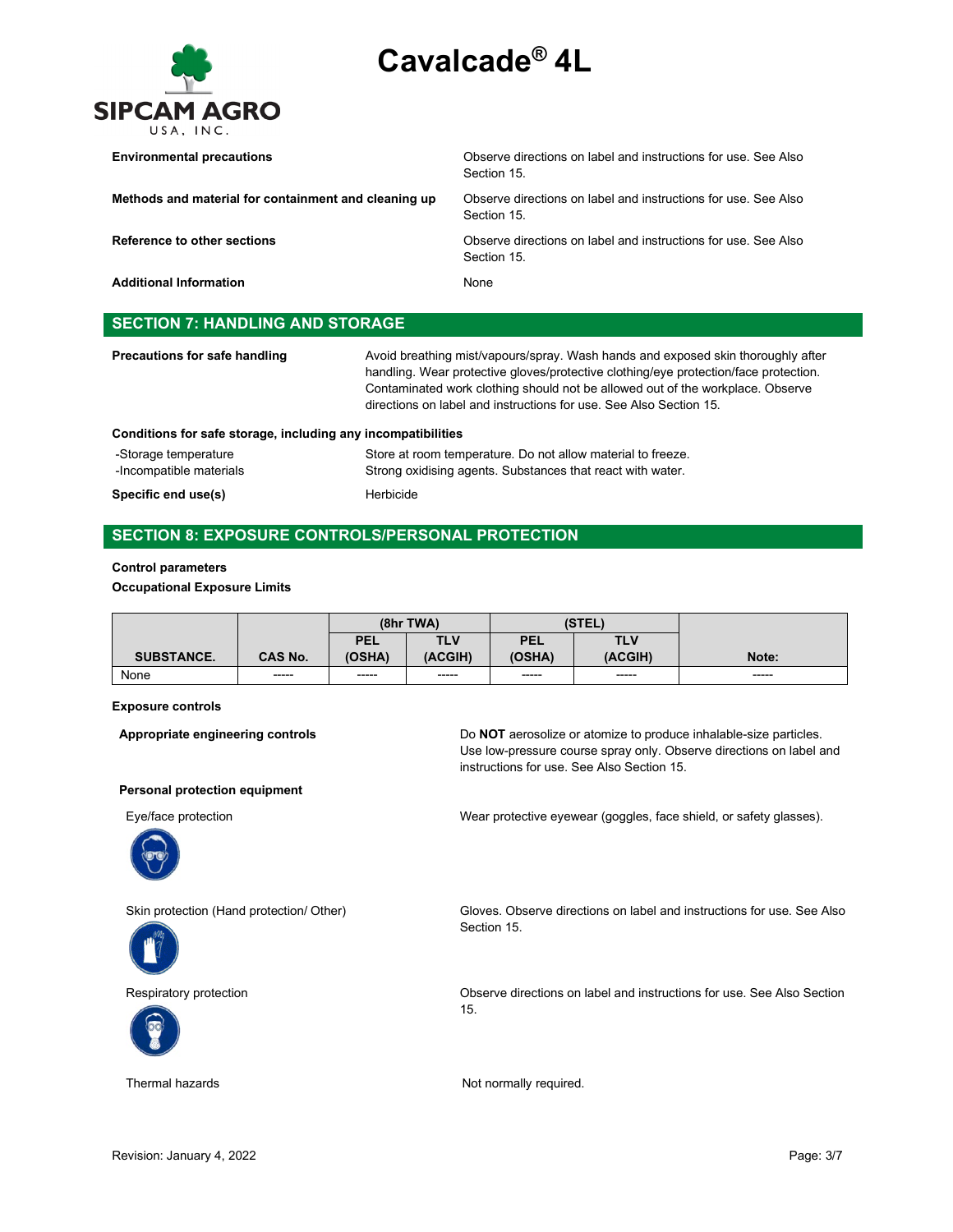**Environmental precautions** — Observe directions on label and instructions for use. See Also Section 15.

**Methods and material for containment and cleaning up** — Observe directions on label and instructions for use. See Also Section 15.

**Reference to other sections** — Observe directions on label and instructions for use. See Also Section 15.

**Additional Information** — None

## SECTION 7: HANDLING AND STORAGE

**Precautions for safe handling** — Avoid breathing mist/vapours/spray. Wash hands and exposed skin thoroughly after handling. Wear protective gloves/protective clothing/eye protection/face protection. Contaminated work clothing should not be allowed out of the workplace. Observe directions on label and instructions for use. See Also Section 15.

**Conditions for safe storage, including any incompatibilities**

- -Storage temperature — Store at room temperature. Do not allow material to freeze.
- -Incompatible materials — Strong oxidising agents. Substances that react with water.

**Specific end use(s)** — Herbicide

## SECTION 8: EXPOSURE CONTROLS/PERSONAL PROTECTION

**Control parameters**

**Occupational Exposure Limits**

| | | (8hr TWA) | | (STEL) | | |
|---|---|---|---|---|---|---|
| SUBSTANCE. | CAS No. | PEL (OSHA) | TLV (ACGIH) | PEL (OSHA) | TLV (ACGIH) | Note: |
| None | ----- | ----- | ----- | ----- | ----- | ----- |

**Exposure controls**

**Appropriate engineering controls** — Do **NOT** aerosolize or atomize to produce inhalable-size particles. Use low-pressure course spray only. Observe directions on label and instructions for use. See Also Section 15.

**Personal protection equipment**

Eye/face protection — Wear protective eyewear (goggles, face shield, or safety glasses).

Skin protection (Hand protection/ Other) — Gloves. Observe directions on label and instructions for use. See Also Section 15.

Respiratory protection — Observe directions on label and instructions for use. See Also Section 15.

Thermal hazards — Not normally required.

Revision: January 4, 2022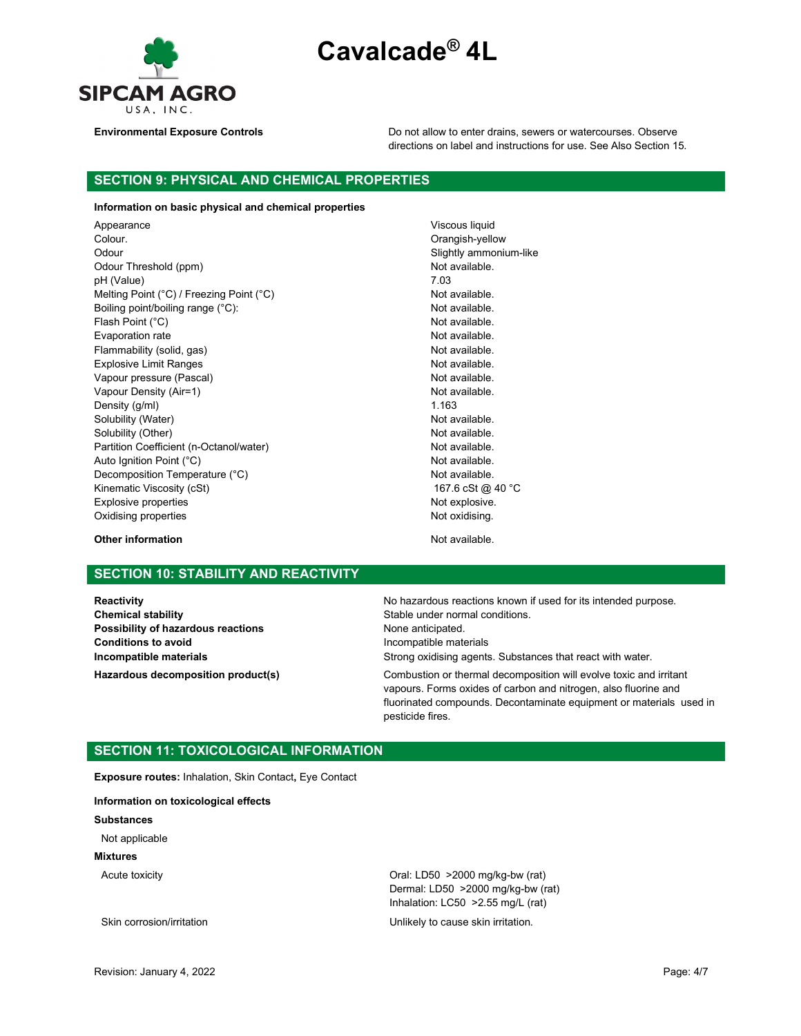| | |
|---|---|
| **Environmental Exposure Controls** | Do not allow to enter drains, sewers or watercourses. Observe directions on label and instructions for use. See Also Section 15. |

## SECTION 9: PHYSICAL AND CHEMICAL PROPERTIES

**Information on basic physical and chemical properties**

| | |
|---|---|
| Appearance | Viscous liquid |
| Colour. | Orangish-yellow |
| Odour | Slightly ammonium-like |
| Odour Threshold (ppm) | Not available. |
| pH (Value) | 7.03 |
| Melting Point (°C) / Freezing Point (°C) | Not available. |
| Boiling point/boiling range (°C): | Not available. |
| Flash Point (°C) | Not available. |
| Evaporation rate | Not available. |
| Flammability (solid, gas) | Not available. |
| Explosive Limit Ranges | Not available. |
| Vapour pressure (Pascal) | Not available. |
| Vapour Density (Air=1) | Not available. |
| Density (g/ml) | 1.163 |
| Solubility (Water) | Not available. |
| Solubility (Other) | Not available. |
| Partition Coefficient (n-Octanol/water) | Not available. |
| Auto Ignition Point (°C) | Not available. |
| Decomposition Temperature (°C) | Not available. |
| Kinematic Viscosity (cSt) | 167.6 cSt @ 40 °C |
| Explosive properties | Not explosive. |
| Oxidising properties | Not oxidising. |
| **Other information** | Not available. |

## SECTION 10: STABILITY AND REACTIVITY

| | |
|---|---|
| **Reactivity** | No hazardous reactions known if used for its intended purpose. |
| **Chemical stability** | Stable under normal conditions. |
| **Possibility of hazardous reactions** | None anticipated. |
| **Conditions to avoid** | Incompatible materials |
| **Incompatible materials** | Strong oxidising agents. Substances that react with water. |
| **Hazardous decomposition product(s)** | Combustion or thermal decomposition will evolve toxic and irritant vapours. Forms oxides of carbon and nitrogen, also fluorine and fluorinated compounds. Decontaminate equipment or materials used in pesticide fires. |

## SECTION 11: TOXICOLOGICAL INFORMATION

**Exposure routes:** Inhalation, Skin Contact**,** Eye Contact

**Information on toxicological effects**

**Substances**

Not applicable

**Mixtures**

| | |
|---|---|
| Acute toxicity | Oral: LD50 >2000 mg/kg-bw (rat)<br>Dermal: LD50 >2000 mg/kg-bw (rat)<br>Inhalation: LC50 >2.55 mg/L (rat) |
| Skin corrosion/irritation | Unlikely to cause skin irritation. |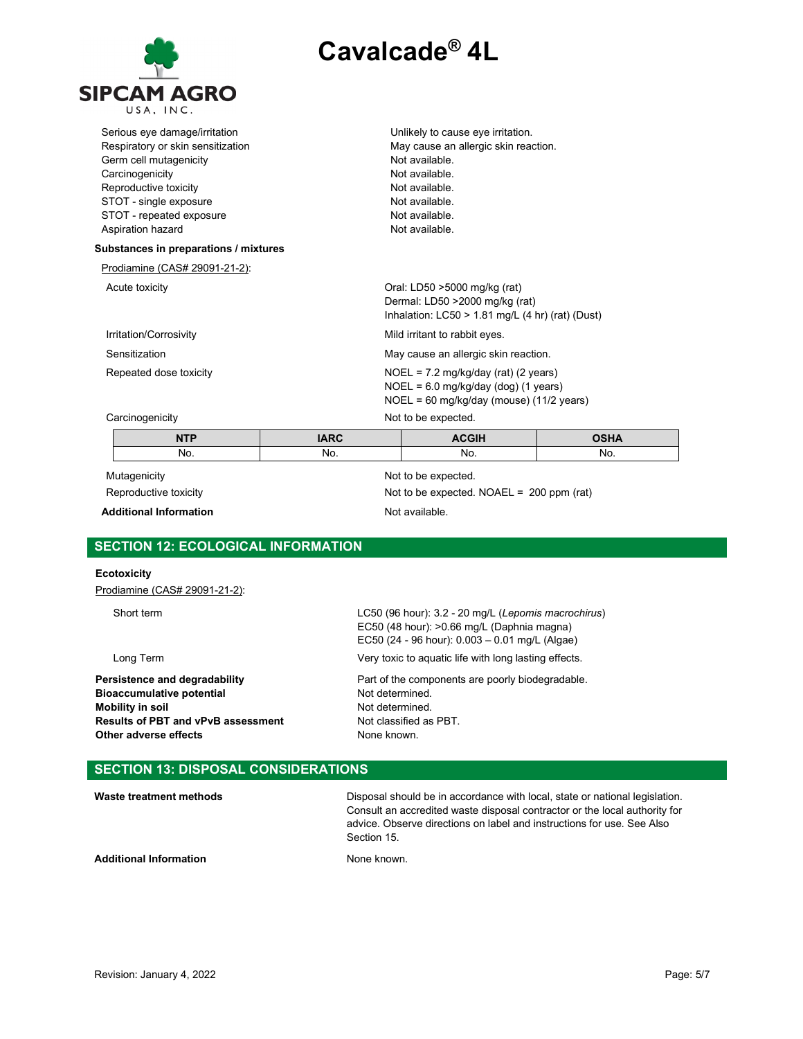| | |
|---|---|
| Serious eye damage/irritation | Unlikely to cause eye irritation. |
| Respiratory or skin sensitization | May cause an allergic skin reaction. |
| Germ cell mutagenicity | Not available. |
| Carcinogenicity | Not available. |
| Reproductive toxicity | Not available. |
| STOT - single exposure | Not available. |
| STOT - repeated exposure | Not available. |
| Aspiration hazard | Not available. |

**Substances in preparations / mixtures**

Prodiamine (CAS# 29091-21-2):

| | |
|---|---|
| Acute toxicity | Oral: LD50 >5000 mg/kg (rat)<br>Dermal: LD50 >2000 mg/kg (rat)<br>Inhalation: LC50 > 1.81 mg/L (4 hr) (rat) (Dust) |
| Irritation/Corrosivity | Mild irritant to rabbit eyes. |
| Sensitization | May cause an allergic skin reaction. |
| Repeated dose toxicity | NOEL = 7.2 mg/kg/day (rat) (2 years)<br>NOEL = 6.0 mg/kg/day (dog) (1 years)<br>NOEL = 60 mg/kg/day (mouse) (11/2 years) |
| Carcinogenicity | Not to be expected. |

| NTP | IARC | ACGIH | OSHA |
|---|---|---|---|
| No. | No. | No. | No. |

| | |
|---|---|
| Mutagenicity | Not to be expected. |
| Reproductive toxicity | Not to be expected. NOAEL = 200 ppm (rat) |
| **Additional Information** | Not available. |

## SECTION 12: ECOLOGICAL INFORMATION

**Ecotoxicity**

Prodiamine (CAS# 29091-21-2):

| | |
|---|---|
| Short term | LC50 (96 hour): 3.2 - 20 mg/L (*Lepomis macrochirus*)<br>EC50 (48 hour): >0.66 mg/L (Daphnia magna)<br>EC50 (24 - 96 hour): 0.003 – 0.01 mg/L (Algae) |
| Long Term | Very toxic to aquatic life with long lasting effects. |
| **Persistence and degradability** | Part of the components are poorly biodegradable. |
| **Bioaccumulative potential** | Not determined. |
| **Mobility in soil** | Not determined. |
| **Results of PBT and vPvB assessment** | Not classified as PBT. |
| **Other adverse effects** | None known. |

## SECTION 13: DISPOSAL CONSIDERATIONS

| | |
|---|---|
| **Waste treatment methods** | Disposal should be in accordance with local, state or national legislation. Consult an accredited waste disposal contractor or the local authority for advice. Observe directions on label and instructions for use. See Also Section 15. |
| **Additional Information** | None known. |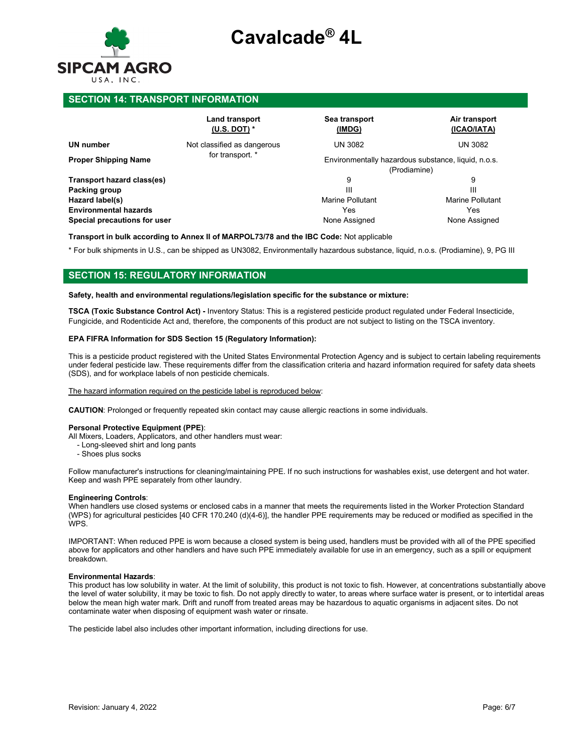## SECTION 14: TRANSPORT INFORMATION

| | Land transport (U.S. DOT) * | Sea transport (IMDG) | Air transport (ICAO/IATA) |
|---|---|---|---|
| **UN number** | Not classified as dangerous for transport. * | UN 3082 | UN 3082 |
| **Proper Shipping Name** | | Environmentally hazardous substance, liquid, n.o.s. (Prodiamine) | Environmentally hazardous substance, liquid, n.o.s. (Prodiamine) |
| **Transport hazard class(es)** | | 9 | 9 |
| **Packing group** | | III | III |
| **Hazard label(s)** | | Marine Pollutant | Marine Pollutant |
| **Environmental hazards** | | Yes | Yes |
| **Special precautions for user** | | None Assigned | None Assigned |

**Transport in bulk according to Annex II of MARPOL73/78 and the IBC Code:** Not applicable

* For bulk shipments in U.S., can be shipped as UN3082, Environmentally hazardous substance, liquid, n.o.s. (Prodiamine), 9, PG III

## SECTION 15: REGULATORY INFORMATION

**Safety, health and environmental regulations/legislation specific for the substance or mixture:**

**TSCA (Toxic Substance Control Act) -** Inventory Status: This is a registered pesticide product regulated under Federal Insecticide, Fungicide, and Rodenticide Act and, therefore, the components of this product are not subject to listing on the TSCA inventory.

**EPA FIFRA Information for SDS Section 15 (Regulatory Information):**

This is a pesticide product registered with the United States Environmental Protection Agency and is subject to certain labeling requirements under federal pesticide law. These requirements differ from the classification criteria and hazard information required for safety data sheets (SDS), and for workplace labels of non pesticide chemicals.

The hazard information required on the pesticide label is reproduced below:

**CAUTION**: Prolonged or frequently repeated skin contact may cause allergic reactions in some individuals.

**Personal Protective Equipment (PPE)**:
All Mixers, Loaders, Applicators, and other handlers must wear:
- Long-sleeved shirt and long pants
- Shoes plus socks

Follow manufacturer's instructions for cleaning/maintaining PPE. If no such instructions for washables exist, use detergent and hot water. Keep and wash PPE separately from other laundry.

**Engineering Controls**:
When handlers use closed systems or enclosed cabs in a manner that meets the requirements listed in the Worker Protection Standard (WPS) for agricultural pesticides [40 CFR 170.240 (d)(4-6)], the handler PPE requirements may be reduced or modified as specified in the WPS.

IMPORTANT: When reduced PPE is worn because a closed system is being used, handlers must be provided with all of the PPE specified above for applicators and other handlers and have such PPE immediately available for use in an emergency, such as a spill or equipment breakdown.

**Environmental Hazards**:
This product has low solubility in water. At the limit of solubility, this product is not toxic to fish. However, at concentrations substantially above the level of water solubility, it may be toxic to fish. Do not apply directly to water, to areas where surface water is present, or to intertidal areas below the mean high water mark. Drift and runoff from treated areas may be hazardous to aquatic organisms in adjacent sites. Do not contaminate water when disposing of equipment wash water or rinsate.

The pesticide label also includes other important information, including directions for use.

Revision: January 4, 2022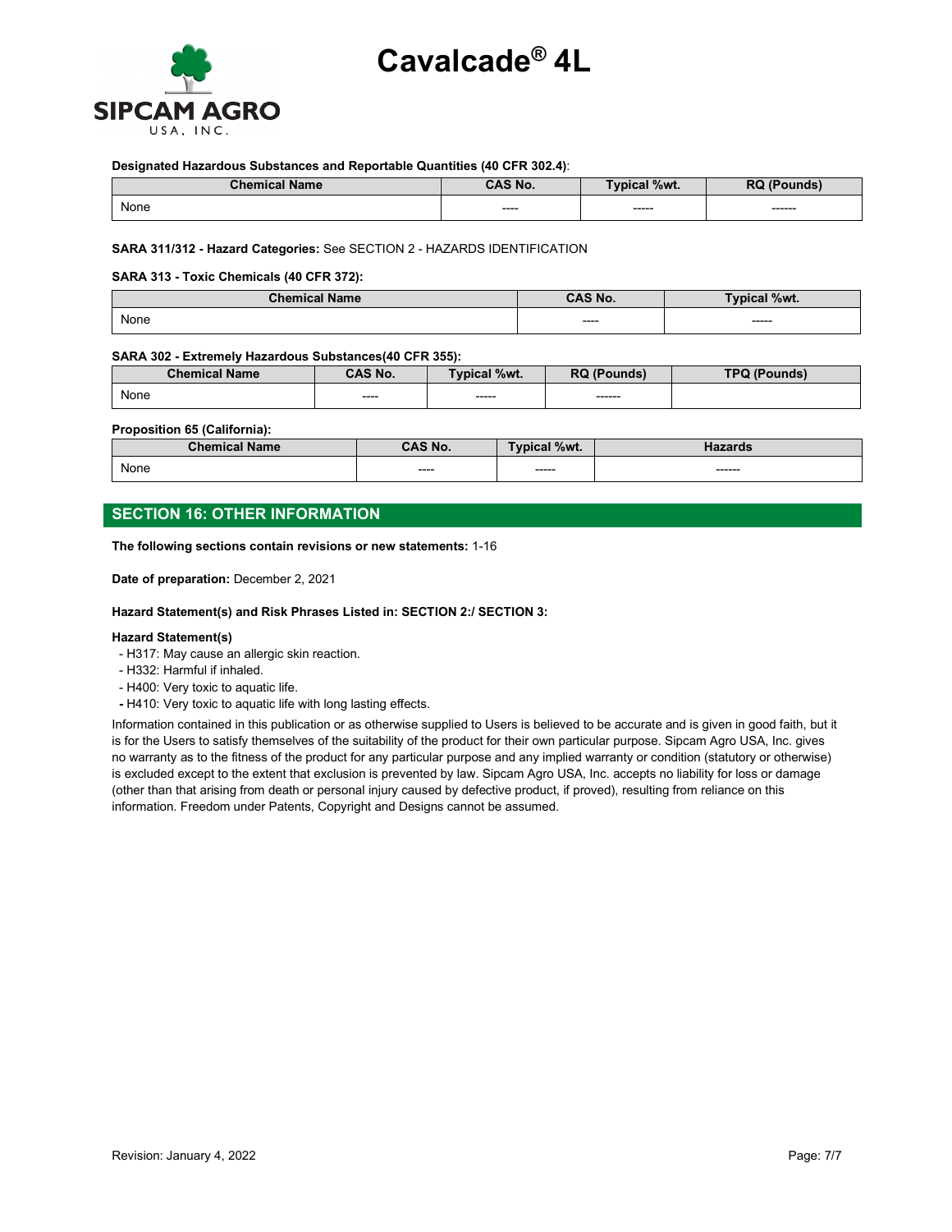**Designated Hazardous Substances and Reportable Quantities (40 CFR 302.4)**:

| Chemical Name | CAS No. | Typical %wt. | RQ (Pounds) |
|---|---|---|---|
| None | ---- | ----- | ------ |

**SARA 311/312 - Hazard Categories:** See SECTION 2 - HAZARDS IDENTIFICATION

**SARA 313 - Toxic Chemicals (40 CFR 372):**

| Chemical Name | CAS No. | Typical %wt. |
|---|---|---|
| None | ---- | ----- |

**SARA 302 - Extremely Hazardous Substances(40 CFR 355):**

| Chemical Name | CAS No. | Typical %wt. | RQ (Pounds) | TPQ (Pounds) |
|---|---|---|---|---|
| None | ---- | ----- | ------ | |

**Proposition 65 (California):**

| Chemical Name | CAS No. | Typical %wt. | Hazards |
|---|---|---|---|
| None | ---- | ----- | ------ |

## SECTION 16: OTHER INFORMATION

**The following sections contain revisions or new statements:** 1-16

**Date of preparation:** December 2, 2021

**Hazard Statement(s) and Risk Phrases Listed in: SECTION 2:/ SECTION 3:**

**Hazard Statement(s)**

- H317: May cause an allergic skin reaction.
- H332: Harmful if inhaled.
- H400: Very toxic to aquatic life.
- H410: Very toxic to aquatic life with long lasting effects.

Information contained in this publication or as otherwise supplied to Users is believed to be accurate and is given in good faith, but it is for the Users to satisfy themselves of the suitability of the product for their own particular purpose. Sipcam Agro USA, Inc. gives no warranty as to the fitness of the product for any particular purpose and any implied warranty or condition (statutory or otherwise) is excluded except to the extent that exclusion is prevented by law. Sipcam Agro USA, Inc. accepts no liability for loss or damage (other than that arising from death or personal injury caused by defective product, if proved), resulting from reliance on this information. Freedom under Patents, Copyright and Designs cannot be assumed.